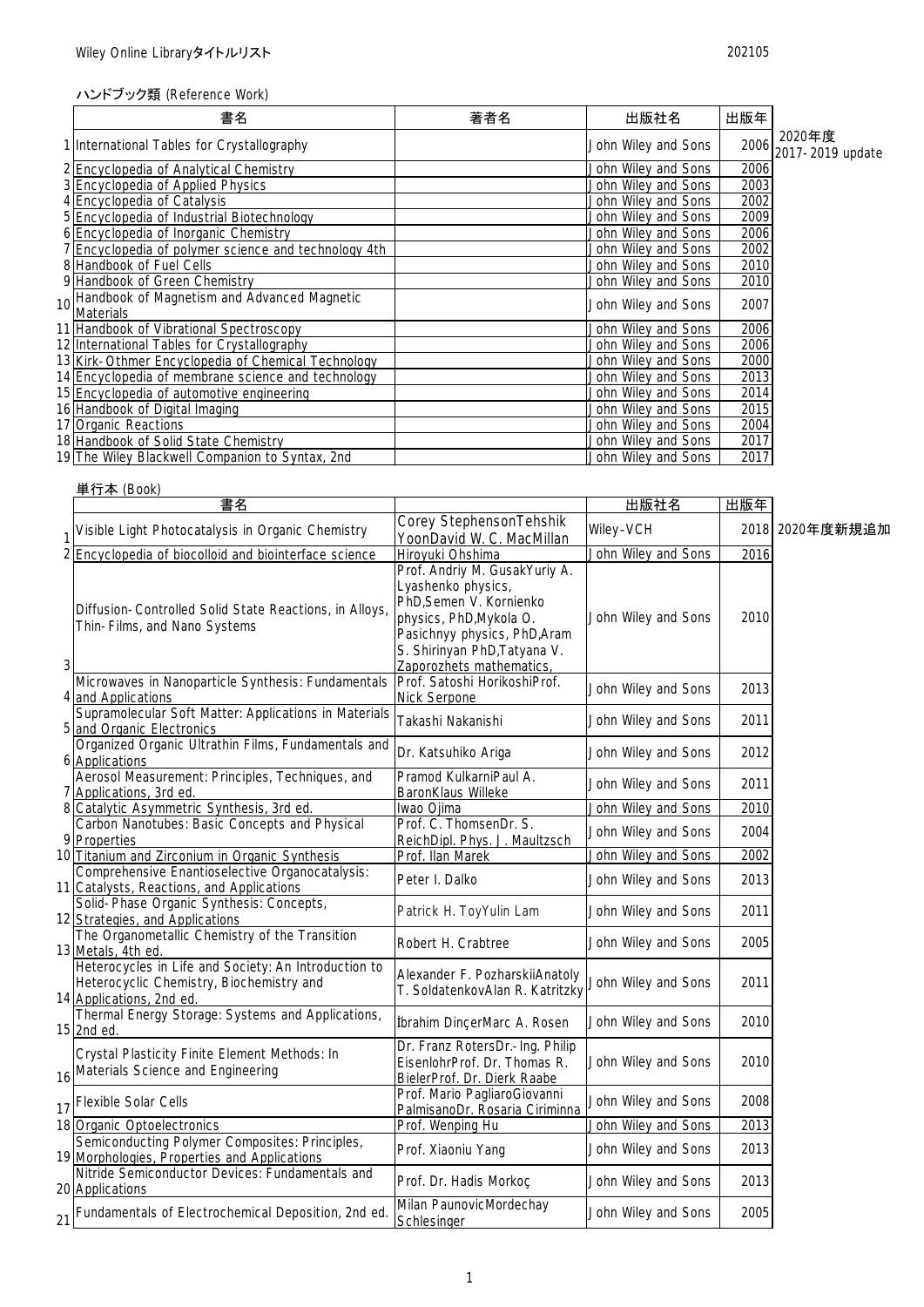Wiley Online Libraryタイトルリスト

202105

ハンドブック類 (Reference Work)

| | 書名 | 著者名 | 出版社名 | 出版年 | |
|---|---|---|---|---|---|
| 1 | International Tables for Crystallography | | John Wiley and Sons | 2006 | 2020年度 2017-2019 update |
| 2 | Encyclopedia of Analytical Chemistry | | John Wiley and Sons | 2006 | |
| 3 | Encyclopedia of Applied Physics | | John Wiley and Sons | 2003 | |
| 4 | Encyclopedia of Catalysis | | John Wiley and Sons | 2002 | |
| 5 | Encyclopedia of Industrial Biotechnology | | John Wiley and Sons | 2009 | |
| 6 | Encyclopedia of Inorganic Chemistry | | John Wiley and Sons | 2006 | |
| 7 | Encyclopedia of polymer science and technology 4th | | John Wiley and Sons | 2002 | |
| 8 | Handbook of Fuel Cells | | John Wiley and Sons | 2010 | |
| 9 | Handbook of Green Chemistry | | John Wiley and Sons | 2010 | |
| 10 | Handbook of Magnetism and Advanced Magnetic Materials | | John Wiley and Sons | 2007 | |
| 11 | Handbook of Vibrational Spectroscopy | | John Wiley and Sons | 2006 | |
| 12 | International Tables for Crystallography | | John Wiley and Sons | 2006 | |
| 13 | Kirk-Othmer Encyclopedia of Chemical Technology | | John Wiley and Sons | 2000 | |
| 14 | Encyclopedia of membrane science and technology | | John Wiley and Sons | 2013 | |
| 15 | Encyclopedia of automotive engineering | | John Wiley and Sons | 2014 | |
| 16 | Handbook of Digital Imaging | | John Wiley and Sons | 2015 | |
| 17 | Organic Reactions | | John Wiley and Sons | 2004 | |
| 18 | Handbook of Solid State Chemistry | | John Wiley and Sons | 2017 | |
| 19 | The Wiley Blackwell Companion to Syntax, 2nd | | John Wiley and Sons | 2017 | |

単行本 (Book)

| | 書名 | | 出版社名 | 出版年 | |
|---|---|---|---|---|---|
| 1 | Visible Light Photocatalysis in Organic Chemistry | Corey StephensonTehshik YoonDavid W. C. MacMillan | Wiley-VCH | 2018 | 2020年度新規追加 |
| 2 | Encyclopedia of biocolloid and biointerface science | Hiroyuki Ohshima | John Wiley and Sons | 2016 | |
| 3 | Diffusion-Controlled Solid State Reactions, in Alloys, Thin-Films, and Nano Systems | Prof. Andriy M. GusakYuriy A. Lyashenko physics, PhD,Semen V. Kornienko physics, PhD,Mykola O. Pasichnyy physics, PhD,Aram S. Shirinyan PhD,Tatyana V. Zaporozhets mathematics, | John Wiley and Sons | 2010 | |
| 4 | Microwaves in Nanoparticle Synthesis: Fundamentals and Applications | Prof. Satoshi HorikoshiProf. Nick Serpone | John Wiley and Sons | 2013 | |
| 5 | Supramolecular Soft Matter: Applications in Materials and Organic Electronics | Takashi Nakanishi | John Wiley and Sons | 2011 | |
| 6 | Organized Organic Ultrathin Films, Fundamentals and Applications | Dr. Katsuhiko Ariga | John Wiley and Sons | 2012 | |
| 7 | Aerosol Measurement: Principles, Techniques, and Applications, 3rd ed. | Pramod KulkarniPaul A. BaronKlaus Willeke | John Wiley and Sons | 2011 | |
| 8 | Catalytic Asymmetric Synthesis, 3rd ed. | Iwao Ojima | John Wiley and Sons | 2010 | |
| 9 | Carbon Nanotubes: Basic Concepts and Physical Properties | Prof. C. ThomsenDr. S. ReichDipl. Phys. J. Maultzsch | John Wiley and Sons | 2004 | |
| 10 | Titanium and Zirconium in Organic Synthesis | Prof. Ilan Marek | John Wiley and Sons | 2002 | |
| 11 | Comprehensive Enantioselective Organocatalysis: Catalysts, Reactions, and Applications | Peter I. Dalko | John Wiley and Sons | 2013 | |
| 12 | Solid-Phase Organic Synthesis: Concepts, Strategies, and Applications | Patrick H. ToyYulin Lam | John Wiley and Sons | 2011 | |
| 13 | The Organometallic Chemistry of the Transition Metals, 4th ed. | Robert H. Crabtree | John Wiley and Sons | 2005 | |
| 14 | Heterocycles in Life and Society: An Introduction to Heterocyclic Chemistry, Biochemistry and Applications, 2nd ed. | Alexander F. PozharskiiAnatoly T. SoldatenkovAlan R. Katritzky | John Wiley and Sons | 2011 | |
| 15 | Thermal Energy Storage: Systems and Applications, 2nd ed. | İbrahim DinçerMarc A. Rosen | John Wiley and Sons | 2010 | |
| 16 | Crystal Plasticity Finite Element Methods: In Materials Science and Engineering | Dr. Franz RotersDr.-Ing. Philip EisenlohrProf. Dr. Thomas R. BielerProf. Dr. Dierk Raabe | John Wiley and Sons | 2010 | |
| 17 | Flexible Solar Cells | Prof. Mario PagliaroGiovanni PalmisanoDr. Rosaria Ciriminna | John Wiley and Sons | 2008 | |
| 18 | Organic Optoelectronics | Prof. Wenping Hu | John Wiley and Sons | 2013 | |
| 19 | Semiconducting Polymer Composites: Principles, Morphologies, Properties and Applications | Prof. Xiaoniu Yang | John Wiley and Sons | 2013 | |
| 20 | Nitride Semiconductor Devices: Fundamentals and Applications | Prof. Dr. Hadis Morkoç | John Wiley and Sons | 2013 | |
| 21 | Fundamentals of Electrochemical Deposition, 2nd ed. | Milan PaunovicMordechay Schlesinger | John Wiley and Sons | 2005 | |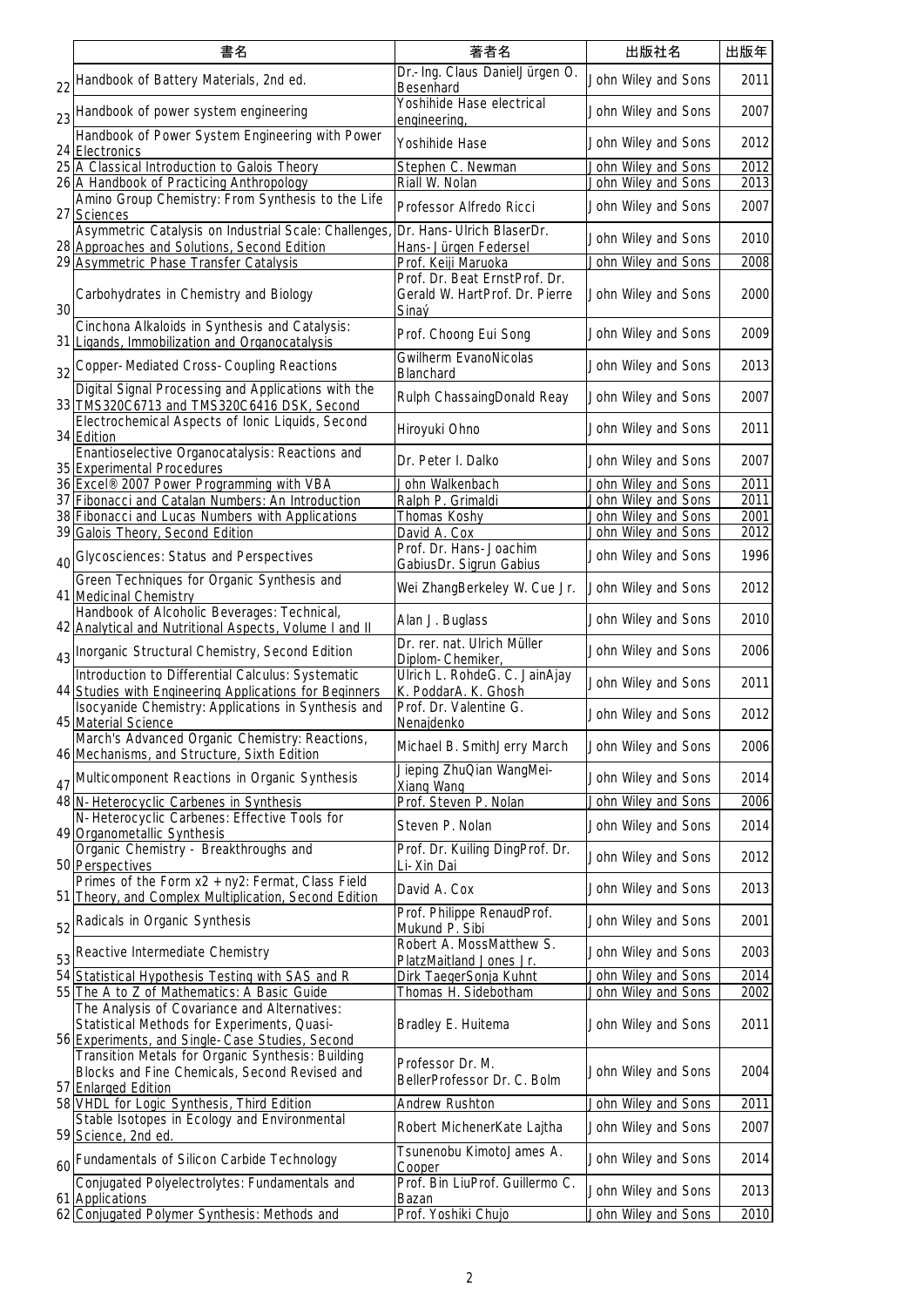| | 書名 | 著者名 | 出版社名 | 出版年 |
|---|---|---|---|---|
| 22 | Handbook of Battery Materials, 2nd ed. | Dr.-Ing. Claus DanielJürgen O. Besenhard | John Wiley and Sons | 2011 |
| 23 | Handbook of power system engineering | Yoshihide Hase electrical engineering, | John Wiley and Sons | 2007 |
| 24 | Handbook of Power System Engineering with Power Electronics | Yoshihide Hase | John Wiley and Sons | 2012 |
| 25 | A Classical Introduction to Galois Theory | Stephen C. Newman | John Wiley and Sons | 2012 |
| 26 | A Handbook of Practicing Anthropology | Riall W. Nolan | John Wiley and Sons | 2013 |
| 27 | Amino Group Chemistry: From Synthesis to the Life Sciences | Professor Alfredo Ricci | John Wiley and Sons | 2007 |
| 28 | Asymmetric Catalysis on Industrial Scale: Challenges, Approaches and Solutions, Second Edition | Dr. Hans-Ulrich BlaserDr. Hans-Jürgen Federsel | John Wiley and Sons | 2010 |
| 29 | Asymmetric Phase Transfer Catalysis | Prof. Keiji Maruoka | John Wiley and Sons | 2008 |
| 30 | Carbohydrates in Chemistry and Biology | Prof. Dr. Beat ErnstProf. Dr. Gerald W. HartProf. Dr. Pierre Sinaý | John Wiley and Sons | 2000 |
| 31 | Cinchona Alkaloids in Synthesis and Catalysis: Ligands, Immobilization and Organocatalysis | Prof. Choong Eui Song | John Wiley and Sons | 2009 |
| 32 | Copper-Mediated Cross-Coupling Reactions | Gwilherm EvanoNicolas Blanchard | John Wiley and Sons | 2013 |
| 33 | Digital Signal Processing and Applications with the TMS320C6713 and TMS320C6416 DSK, Second | Rulph ChassaingDonald Reay | John Wiley and Sons | 2007 |
| 34 | Electrochemical Aspects of Ionic Liquids, Second Edition | Hiroyuki Ohno | John Wiley and Sons | 2011 |
| 35 | Enantioselective Organocatalysis: Reactions and Experimental Procedures | Dr. Peter I. Dalko | John Wiley and Sons | 2007 |
| 36 | Excel® 2007 Power Programming with VBA | John Walkenbach | John Wiley and Sons | 2011 |
| 37 | Fibonacci and Catalan Numbers: An Introduction | Ralph P. Grimaldi | John Wiley and Sons | 2011 |
| 38 | Fibonacci and Lucas Numbers with Applications | Thomas Koshy | John Wiley and Sons | 2001 |
| 39 | Galois Theory, Second Edition | David A. Cox | John Wiley and Sons | 2012 |
| 40 | Glycosciences: Status and Perspectives | Prof. Dr. Hans-Joachim GabiusDr. Sigrun Gabius | John Wiley and Sons | 1996 |
| 41 | Green Techniques for Organic Synthesis and Medicinal Chemistry | Wei ZhangBerkeley W. Cue Jr. | John Wiley and Sons | 2012 |
| 42 | Handbook of Alcoholic Beverages: Technical, Analytical and Nutritional Aspects, Volume I and II | Alan J. Buglass | John Wiley and Sons | 2010 |
| 43 | Inorganic Structural Chemistry, Second Edition | Dr. rer. nat. Ulrich Müller Diplom-Chemiker, | John Wiley and Sons | 2006 |
| 44 | Introduction to Differential Calculus: Systematic Studies with Engineering Applications for Beginners | Ulrich L. RohdeG. C. JainAjay K. PoddarA. K. Ghosh | John Wiley and Sons | 2011 |
| 45 | Isocyanide Chemistry: Applications in Synthesis and Material Science | Prof. Dr. Valentine G. Nenajdenko | John Wiley and Sons | 2012 |
| 46 | March's Advanced Organic Chemistry: Reactions, Mechanisms, and Structure, Sixth Edition | Michael B. SmithJerry March | John Wiley and Sons | 2006 |
| 47 | Multicomponent Reactions in Organic Synthesis | Jieping ZhuQian WangMei-Xiang Wang | John Wiley and Sons | 2014 |
| 48 | N-Heterocyclic Carbenes in Synthesis | Prof. Steven P. Nolan | John Wiley and Sons | 2006 |
| 49 | N-Heterocyclic Carbenes: Effective Tools for Organometallic Synthesis | Steven P. Nolan | John Wiley and Sons | 2014 |
| 50 | Organic Chemistry - Breakthroughs and Perspectives | Prof. Dr. Kuiling DingProf. Dr. Li-Xin Dai | John Wiley and Sons | 2012 |
| 51 | Primes of the Form x2 + ny2: Fermat, Class Field Theory, and Complex Multiplication, Second Edition | David A. Cox | John Wiley and Sons | 2013 |
| 52 | Radicals in Organic Synthesis | Prof. Philippe RenaudProf. Mukund P. Sibi | John Wiley and Sons | 2001 |
| 53 | Reactive Intermediate Chemistry | Robert A. MossMatthew S. PlatzMaitland Jones Jr. | John Wiley and Sons | 2003 |
| 54 | Statistical Hypothesis Testing with SAS and R | Dirk TaegerSonja Kuhnt | John Wiley and Sons | 2014 |
| 55 | The A to Z of Mathematics: A Basic Guide | Thomas H. Sidebotham | John Wiley and Sons | 2002 |
| 56 | The Analysis of Covariance and Alternatives: Statistical Methods for Experiments, Quasi-Experiments, and Single-Case Studies, Second | Bradley E. Huitema | John Wiley and Sons | 2011 |
| 57 | Transition Metals for Organic Synthesis: Building Blocks and Fine Chemicals, Second Revised and Enlarged Edition | Professor Dr. M. BellerProfessor Dr. C. Bolm | John Wiley and Sons | 2004 |
| 58 | VHDL for Logic Synthesis, Third Edition | Andrew Rushton | John Wiley and Sons | 2011 |
| 59 | Stable Isotopes in Ecology and Environmental Science, 2nd ed. | Robert MichenerKate Lajtha | John Wiley and Sons | 2007 |
| 60 | Fundamentals of Silicon Carbide Technology | Tsunenobu KimotoJames A. Cooper | John Wiley and Sons | 2014 |
| 61 | Conjugated Polyelectrolytes: Fundamentals and Applications | Prof. Bin LiuProf. Guillermo C. Bazan | John Wiley and Sons | 2013 |
| 62 | Conjugated Polymer Synthesis: Methods and | Prof. Yoshiki Chujo | John Wiley and Sons | 2010 |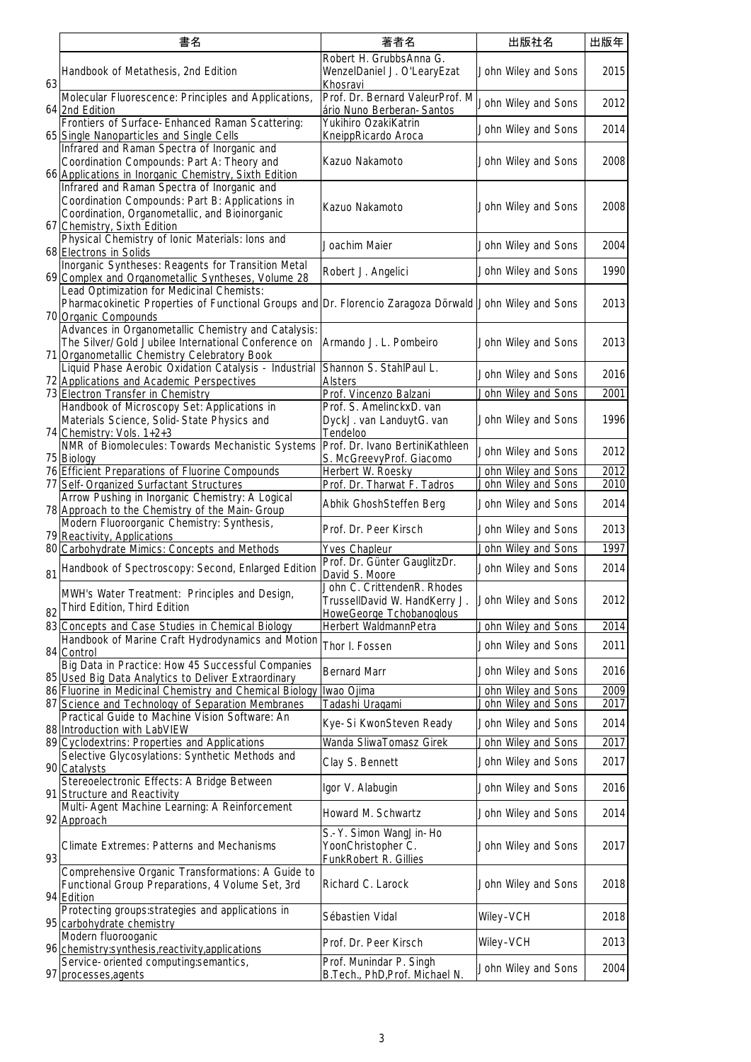| | 書名 | 著者名 | 出版社名 | 出版年 |
|---|---|---|---|---|
| 63 | Handbook of Metathesis, 2nd Edition | Robert H. GrubbsAnna G. WenzelDaniel J. O'LearyEzat Khosravi | John Wiley and Sons | 2015 |
| 64 | Molecular Fluorescence: Principles and Applications, 2nd Edition | Prof. Dr. Bernard ValeurProf. Mário Nuno Berberan-Santos | John Wiley and Sons | 2012 |
| 65 | Frontiers of Surface-Enhanced Raman Scattering: Single Nanoparticles and Single Cells | Yukihiro OzakiKatrin KneippRicardo Aroca | John Wiley and Sons | 2014 |
| 66 | Infrared and Raman Spectra of Inorganic and Coordination Compounds: Part A: Theory and Applications in Inorganic Chemistry, Sixth Edition | Kazuo Nakamoto | John Wiley and Sons | 2008 |
| 67 | Infrared and Raman Spectra of Inorganic and Coordination Compounds: Part B: Applications in Coordination, Organometallic, and Bioinorganic Chemistry, Sixth Edition | Kazuo Nakamoto | John Wiley and Sons | 2008 |
| 68 | Physical Chemistry of Ionic Materials: Ions and Electrons in Solids | Joachim Maier | John Wiley and Sons | 2004 |
| 69 | Inorganic Syntheses: Reagents for Transition Metal Complex and Organometallic Syntheses, Volume 28 | Robert J. Angelici | John Wiley and Sons | 1990 |
| 70 | Lead Optimization for Medicinal Chemists: Pharmacokinetic Properties of Functional Groups and Organic Compounds | Dr. Florencio Zaragoza Dörwald | John Wiley and Sons | 2013 |
| 71 | Advances in Organometallic Chemistry and Catalysis: The Silver/Gold Jubilee International Conference on Organometallic Chemistry Celebratory Book | Armando J. L. Pombeiro | John Wiley and Sons | 2013 |
| 72 | Liquid Phase Aerobic Oxidation Catalysis - Industrial Applications and Academic Perspectives | Shannon S. StahlPaul L. Alsters | John Wiley and Sons | 2016 |
| 73 | Electron Transfer in Chemistry | Prof. Vincenzo Balzani | John Wiley and Sons | 2001 |
| 74 | Handbook of Microscopy Set: Applications in Materials Science, Solid-State Physics and Chemistry: Vols. 1+2+3 | Prof. S. AmelinckxD. van DyckJ. van LanduytG. van Tendeloo | John Wiley and Sons | 1996 |
| 75 | NMR of Biomolecules: Towards Mechanistic Systems Biology | Prof. Dr. Ivano BertiniKathleen S. McGreevyProf. Giacomo | John Wiley and Sons | 2012 |
| 76 | Efficient Preparations of Fluorine Compounds | Herbert W. Roesky | John Wiley and Sons | 2012 |
| 77 | Self-Organized Surfactant Structures | Prof. Dr. Tharwat F. Tadros | John Wiley and Sons | 2010 |
| 78 | Arrow Pushing in Inorganic Chemistry: A Logical Approach to the Chemistry of the Main-Group | Abhik GhoshSteffen Berg | John Wiley and Sons | 2014 |
| 79 | Modern Fluoroorganic Chemistry: Synthesis, Reactivity, Applications | Prof. Dr. Peer Kirsch | John Wiley and Sons | 2013 |
| 80 | Carbohydrate Mimics: Concepts and Methods | Yves Chapleur | John Wiley and Sons | 1997 |
| 81 | Handbook of Spectroscopy: Second, Enlarged Edition | Prof. Dr. Günter GauglitzDr. David S. Moore | John Wiley and Sons | 2014 |
| 82 | MWH's Water Treatment: Principles and Design, Third Edition, Third Edition | John C. CrittendenR. Rhodes TrussellDavid W. HandKerry J. HoweGeorge Tchobanoglous | John Wiley and Sons | 2012 |
| 83 | Concepts and Case Studies in Chemical Biology | Herbert WaldmannPetra | John Wiley and Sons | 2014 |
| 84 | Handbook of Marine Craft Hydrodynamics and Motion Control | Thor I. Fossen | John Wiley and Sons | 2011 |
| 85 | Big Data in Practice: How 45 Successful Companies Used Big Data Analytics to Deliver Extraordinary | Bernard Marr | John Wiley and Sons | 2016 |
| 86 | Fluorine in Medicinal Chemistry and Chemical Biology | Iwao Ojima | John Wiley and Sons | 2009 |
| 87 | Science and Technology of Separation Membranes | Tadashi Uragami | John Wiley and Sons | 2017 |
| 88 | Practical Guide to Machine Vision Software: An Introduction with LabVIEW | Kye-Si KwonSteven Ready | John Wiley and Sons | 2014 |
| 89 | Cyclodextrins: Properties and Applications | Wanda SliwaTomasz Girek | John Wiley and Sons | 2017 |
| 90 | Selective Glycosylations: Synthetic Methods and Catalysts | Clay S. Bennett | John Wiley and Sons | 2017 |
| 91 | Stereoelectronic Effects: A Bridge Between Structure and Reactivity | Igor V. Alabugin | John Wiley and Sons | 2016 |
| 92 | Multi-Agent Machine Learning: A Reinforcement Approach | Howard M. Schwartz | John Wiley and Sons | 2014 |
| 93 | Climate Extremes: Patterns and Mechanisms | S.-Y. Simon WangJin-Ho YoonChristopher C. FunkRobert R. Gillies | John Wiley and Sons | 2017 |
| 94 | Comprehensive Organic Transformations: A Guide to Functional Group Preparations, 4 Volume Set, 3rd Edition | Richard C. Larock | John Wiley and Sons | 2018 |
| 95 | Protecting groups:strategies and applications in carbohydrate chemistry | Sébastien Vidal | Wiley-VCH | 2018 |
| 96 | Modern fluorooganic chemistry:synthesis,reactivity,applications | Prof. Dr. Peer Kirsch | Wiley-VCH | 2013 |
| 97 | Service-oriented computing:semantics, processes,agents | Prof. Munindar P. Singh B.Tech., PhD,Prof. Michael N. | John Wiley and Sons | 2004 |